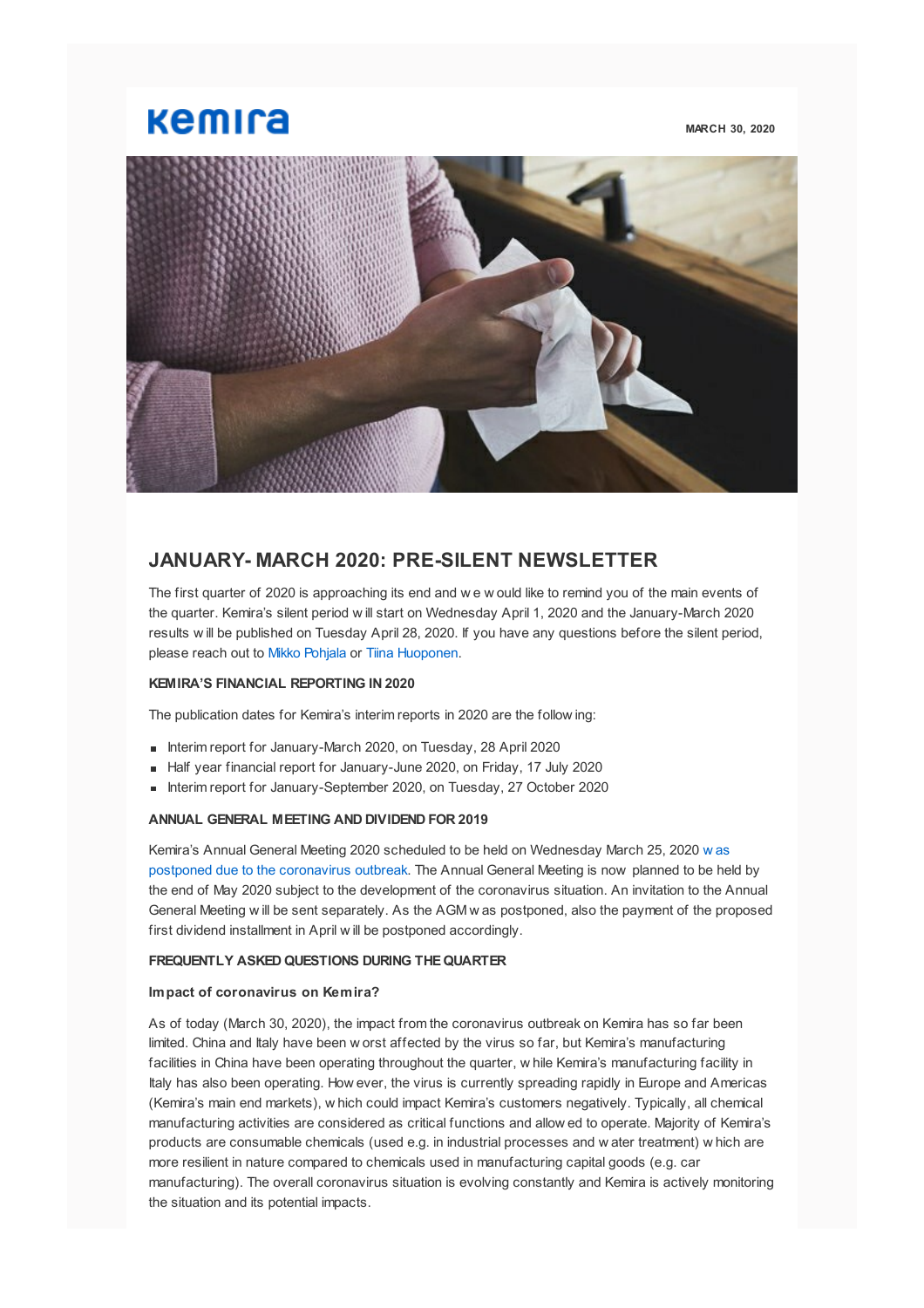Kemira

MARCH 30, 2020

## JANUARY- MARCH 2020: PRE-SILENT NEWSLETTER

The first quarter of 2020 is approaching its end and we would like to remind you of the main events of the quarter. Kemira's silent period will start on Wednesday April 1, 2020 and the January-March 2020 results will be published on Tuesday April 28, 2020. If you have any questions before the silent period, please reach out to Mikko Pohjala or Tiina Huoponen.

**KEMIRA'S FINANCIAL REPORTING IN 2020**

The publication dates for Kemira's interim reports in 2020 are the following:

- Interim report for January-March 2020, on Tuesday, 28 April 2020
- Half year financial report for January-June 2020, on Friday, 17 July 2020
- Interim report for January-September 2020, on Tuesday, 27 October 2020

**ANNUAL GENERAL MEETING AND DIVIDEND FOR 2019**

Kemira's Annual General Meeting 2020 scheduled to be held on Wednesday March 25, 2020 was postponed due to the coronavirus outbreak. The Annual General Meeting is now planned to be held by the end of May 2020 subject to the development of the coronavirus situation. An invitation to the Annual General Meeting will be sent separately. As the AGM was postponed, also the payment of the proposed first dividend installment in April will be postponed accordingly.

**FREQUENTLY ASKED QUESTIONS DURING THE QUARTER**

**Impact of coronavirus on Kemira?**

As of today (March 30, 2020), the impact from the coronavirus outbreak on Kemira has so far been limited. China and Italy have been worst affected by the virus so far, but Kemira's manufacturing facilities in China have been operating throughout the quarter, while Kemira's manufacturing facility in Italy has also been operating. However, the virus is currently spreading rapidly in Europe and Americas (Kemira's main end markets), which could impact Kemira's customers negatively. Typically, all chemical manufacturing activities are considered as critical functions and allowed to operate. Majority of Kemira's products are consumable chemicals (used e.g. in industrial processes and water treatment) which are more resilient in nature compared to chemicals used in manufacturing capital goods (e.g. car manufacturing). The overall coronavirus situation is evolving constantly and Kemira is actively monitoring the situation and its potential impacts.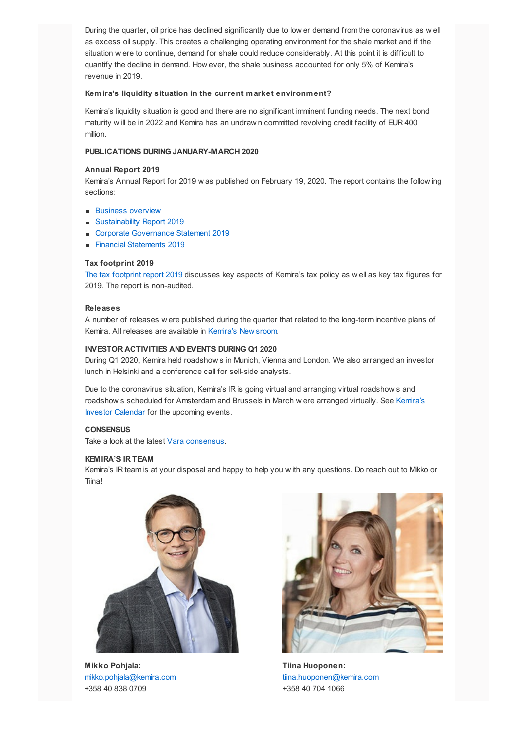During the quarter, oil price has declined significantly due to lower demand from the coronavirus as well as excess oil supply. This creates a challenging operating environment for the shale market and if the situation were to continue, demand for shale could reduce considerably. At this point it is difficult to quantify the decline in demand. However, the shale business accounted for only 5% of Kemira's revenue in 2019.

**Kemira's liquidity situation in the current market environment?**

Kemira's liquidity situation is good and there are no significant imminent funding needs. The next bond maturity will be in 2022 and Kemira has an undrawn committed revolving credit facility of EUR 400 million.

## PUBLICATIONS DURING JANUARY-MARCH 2020

### Annual Report 2019

Kemira's Annual Report for 2019 was published on February 19, 2020. The report contains the following sections:

- Business overview
- Sustainability Report 2019
- Corporate Governance Statement 2019
- Financial Statements 2019

### Tax footprint 2019

The tax footprint report 2019 discusses key aspects of Kemira's tax policy as well as key tax figures for 2019. The report is non-audited.

### Releases

A number of releases were published during the quarter that related to the long-term incentive plans of Kemira. All releases are available in Kemira's Newsroom.

## INVESTOR ACTIVITIES AND EVENTS DURING Q1 2020

During Q1 2020, Kemira held roadshows in Munich, Vienna and London. We also arranged an investor lunch in Helsinki and a conference call for sell-side analysts.

Due to the coronavirus situation, Kemira's IR is going virtual and arranging virtual roadshows and roadshows scheduled for Amsterdam and Brussels in March were arranged virtually. See Kemira's Investor Calendar for the upcoming events.

## CONSENSUS

Take a look at the latest Vara consensus.

## KEMIRA'S IR TEAM

Kemira's IR team is at your disposal and happy to help you with any questions. Do reach out to Mikko or Tiina!

**Mikko Pohjala:**
mikko.pohjala@kemira.com
+358 40 838 0709

**Tiina Huoponen:**
tiina.huoponen@kemira.com
+358 40 704 1066